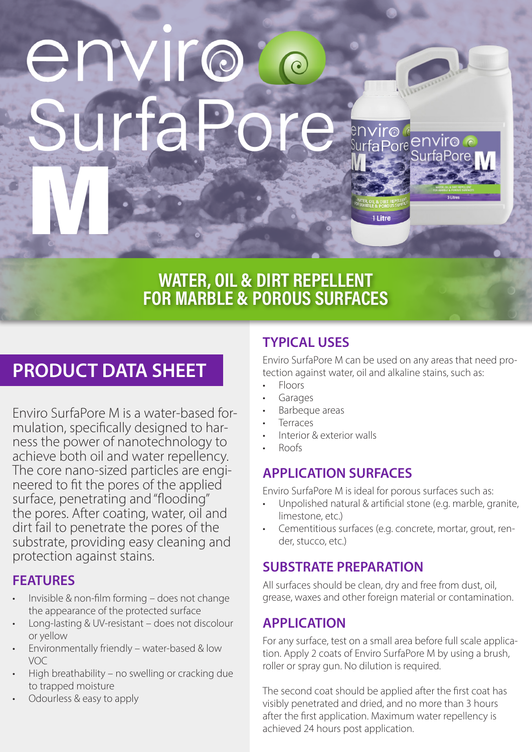# enviro SurfaPore M

## WATER, OIL & DIRT REPELLENT FOR MARBLE & POROUS SURFACES

## PRODUCT DATA SHEET

Enviro SurfaPore M is a water-based formulation, specifically designed to harness the power of nanotechnology to achieve both oil and water repellency. The core nano-sized particles are engineered to fit the pores of the applied surface, penetrating and "flooding" the pores. After coating, water, oil and dirt fail to penetrate the pores of the substrate, providing easy cleaning and protection against stains.

### FEATURES

- Invisible & non-film forming – does not change the appearance of the protected surface
- Long-lasting & UV-resistant – does not discolour or yellow
- Environmentally friendly – water-based & low VOC
- High breathability – no swelling or cracking due to trapped moisture
- Odourless & easy to apply

### TYPICAL USES

Enviro SurfaPore M can be used on any areas that need protection against water, oil and alkaline stains, such as:

- Floors
- Garages
- Barbeque areas
- Terraces
- Interior & exterior walls
- Roofs

### APPLICATION SURFACES

Enviro SurfaPore M is ideal for porous surfaces such as:

- Unpolished natural & artificial stone (e.g. marble, granite, limestone, etc.)
- Cementitious surfaces (e.g. concrete, mortar, grout, render, stucco, etc.)

### SUBSTRATE PREPARATION

All surfaces should be clean, dry and free from dust, oil, grease, waxes and other foreign material or contamination.

### APPLICATION

For any surface, test on a small area before full scale application. Apply 2 coats of Enviro SurfaPore M by using a brush, roller or spray gun. No dilution is required.

The second coat should be applied after the first coat has visibly penetrated and dried, and no more than 3 hours after the first application. Maximum water repellency is achieved 24 hours post application.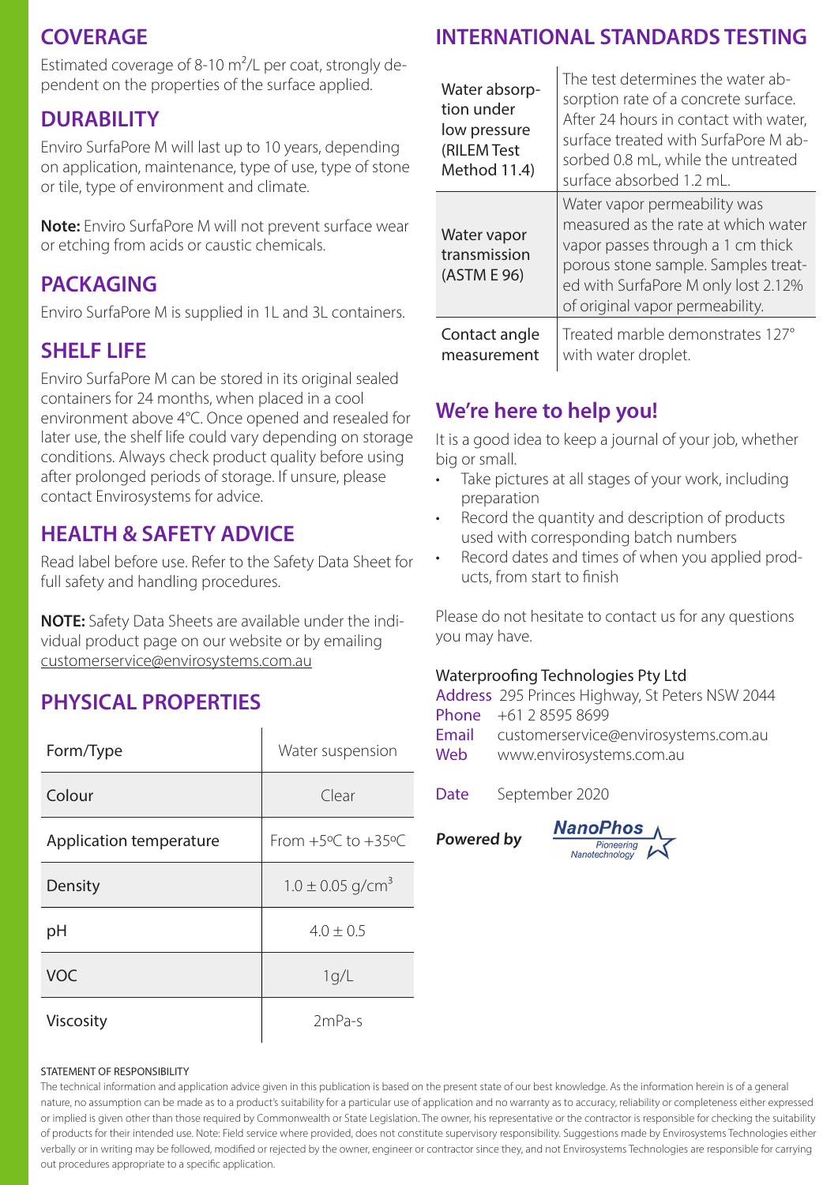## COVERAGE

Estimated coverage of 8-10 $m^2$/L per coat, strongly dependent on the properties of the surface applied.

## DURABILITY

Enviro SurfaPore M will last up to 10 years, depending on application, maintenance, type of use, type of stone or tile, type of environment and climate.

**Note:** Enviro SurfaPore M will not prevent surface wear or etching from acids or caustic chemicals.

## PACKAGING

Enviro SurfaPore M is supplied in 1L and 3L containers.

## SHELF LIFE

Enviro SurfaPore M can be stored in its original sealed containers for 24 months, when placed in a cool environment above 4°C. Once opened and resealed for later use, the shelf life could vary depending on storage conditions. Always check product quality before using after prolonged periods of storage. If unsure, please contact Envirosystems for advice.

## HEALTH & SAFETY ADVICE

Read label before use. Refer to the Safety Data Sheet for full safety and handling procedures.

**NOTE:** Safety Data Sheets are available under the individual product page on our website or by emailing customerservice@envirosystems.com.au

## PHYSICAL PROPERTIES

| | |
|---|---|
| Form/Type | Water suspension |
| Colour | Clear |
| Application temperature | From +5ºC to +35ºC |
| Density | $1.0 \pm 0.05$ g/cm$^3$ |
| pH | $4.0 \pm 0.5$ |
| VOC | 1g/L |
| Viscosity | 2mPa-s |

## INTERNATIONAL STANDARDS TESTING

| | |
|---|---|
| Water absorption under low pressure (RILEM Test Method 11.4) | The test determines the water absorption rate of a concrete surface. After 24 hours in contact with water, surface treated with SurfaPore M absorbed 0.8 mL, while the untreated surface absorbed 1.2 mL. |
| Water vapor transmission (ASTM E 96) | Water vapor permeability was measured as the rate at which water vapor passes through a 1 cm thick porous stone sample. Samples treated with SurfaPore M only lost 2.12% of original vapor permeability. |
| Contact angle measurement | Treated marble demonstrates 127° with water droplet. |

## We're here to help you!

It is a good idea to keep a journal of your job, whether big or small.

- Take pictures at all stages of your work, including preparation
- Record the quantity and description of products used with corresponding batch numbers
- Record dates and times of when you applied products, from start to finish

Please do not hesitate to contact us for any questions you may have.

Waterproofing Technologies Pty Ltd
Address 295 Princes Highway, St Peters NSW 2044
Phone +61 2 8595 8699
Email customerservice@envirosystems.com.au
Web www.envirosystems.com.au

Date September 2020

*Powered by* NanoPhos Pioneering Nanotechnology

STATEMENT OF RESPONSIBILITY

The technical information and application advice given in this publication is based on the present state of our best knowledge. As the information herein is of a general nature, no assumption can be made as to a product's suitability for a particular use of application and no warranty as to accuracy, reliability or completeness either expressed or implied is given other than those required by Commonwealth or State Legislation. The owner, his representative or the contractor is responsible for checking the suitability of products for their intended use. Note: Field service where provided, does not constitute supervisory responsibility. Suggestions made by Envirosystems Technologies either verbally or in writing may be followed, modified or rejected by the owner, engineer or contractor since they, and not Envirosystems Technologies are responsible for carrying out procedures appropriate to a specific application.